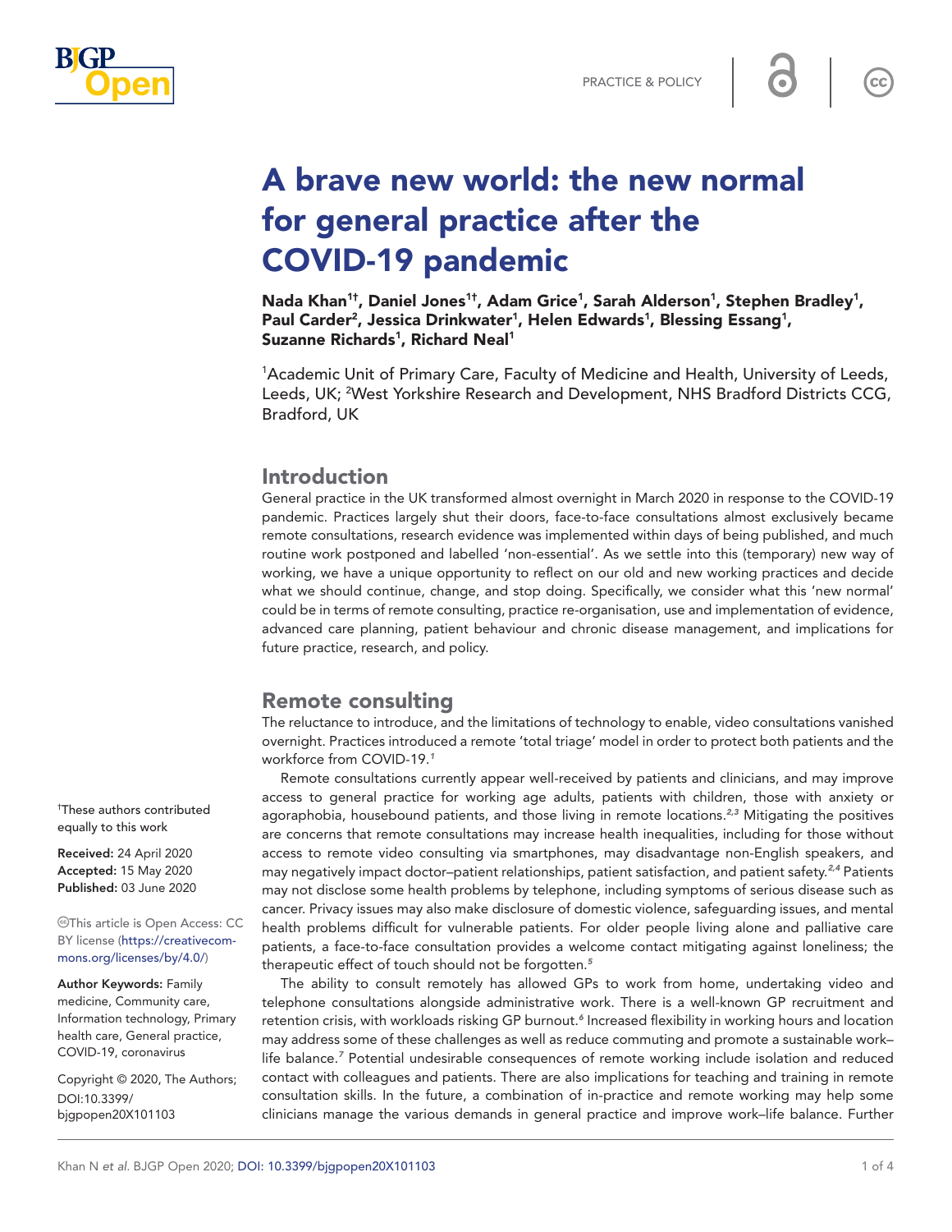# A brave new world: the new normal for general practice after the COVID-19 pandemic

**Nada Khan[1†], Daniel Jones[1†], Adam Grice[1], Sarah Alderson[1], Stephen Bradley[1], Paul Carder[2], Jessica Drinkwater[1], Helen Edwards[1], Blessing Essang[1], Suzanne Richards[1], Richard Neal[1]**

[1]Academic Unit of Primary Care, Faculty of Medicine and Health, University of Leeds, Leeds, UK; [2]West Yorkshire Research and Development, NHS Bradford Districts CCG, Bradford, UK

[†]These authors contributed equally to this work

**Received:** 24 April 2020
**Accepted:** 15 May 2020
**Published:** 03 June 2020

This article is Open Access: CC BY license (https://creativecommons.org/licenses/by/4.0/)

**Author Keywords:** Family medicine, Community care, Information technology, Primary health care, General practice, COVID-19, coronavirus

Copyright © 2020, The Authors; DOI:10.3399/bjgpopen20X101103

## Introduction

General practice in the UK transformed almost overnight in March 2020 in response to the COVID-19 pandemic. Practices largely shut their doors, face-to-face consultations almost exclusively became remote consultations, research evidence was implemented within days of being published, and much routine work postponed and labelled 'non-essential'. As we settle into this (temporary) new way of working, we have a unique opportunity to reflect on our old and new working practices and decide what we should continue, change, and stop doing. Specifically, we consider what this 'new normal' could be in terms of remote consulting, practice re-organisation, use and implementation of evidence, advanced care planning, patient behaviour and chronic disease management, and implications for future practice, research, and policy.

## Remote consulting

The reluctance to introduce, and the limitations of technology to enable, video consultations vanished overnight. Practices introduced a remote 'total triage' model in order to protect both patients and the workforce from COVID-19.[1]

Remote consultations currently appear well-received by patients and clinicians, and may improve access to general practice for working age adults, patients with children, those with anxiety or agoraphobia, housebound patients, and those living in remote locations.[2,3] Mitigating the positives are concerns that remote consultations may increase health inequalities, including for those without access to remote video consulting via smartphones, may disadvantage non-English speakers, and may negatively impact doctor–patient relationships, patient satisfaction, and patient safety.[2,4] Patients may not disclose some health problems by telephone, including symptoms of serious disease such as cancer. Privacy issues may also make disclosure of domestic violence, safeguarding issues, and mental health problems difficult for vulnerable patients. For older people living alone and palliative care patients, a face-to-face consultation provides a welcome contact mitigating against loneliness; the therapeutic effect of touch should not be forgotten.[5]

The ability to consult remotely has allowed GPs to work from home, undertaking video and telephone consultations alongside administrative work. There is a well-known GP recruitment and retention crisis, with workloads risking GP burnout.[6] Increased flexibility in working hours and location may address some of these challenges as well as reduce commuting and promote a sustainable work–life balance.[7] Potential undesirable consequences of remote working include isolation and reduced contact with colleagues and patients. There are also implications for teaching and training in remote consultation skills. In the future, a combination of in-practice and remote working may help some clinicians manage the various demands in general practice and improve work–life balance. Further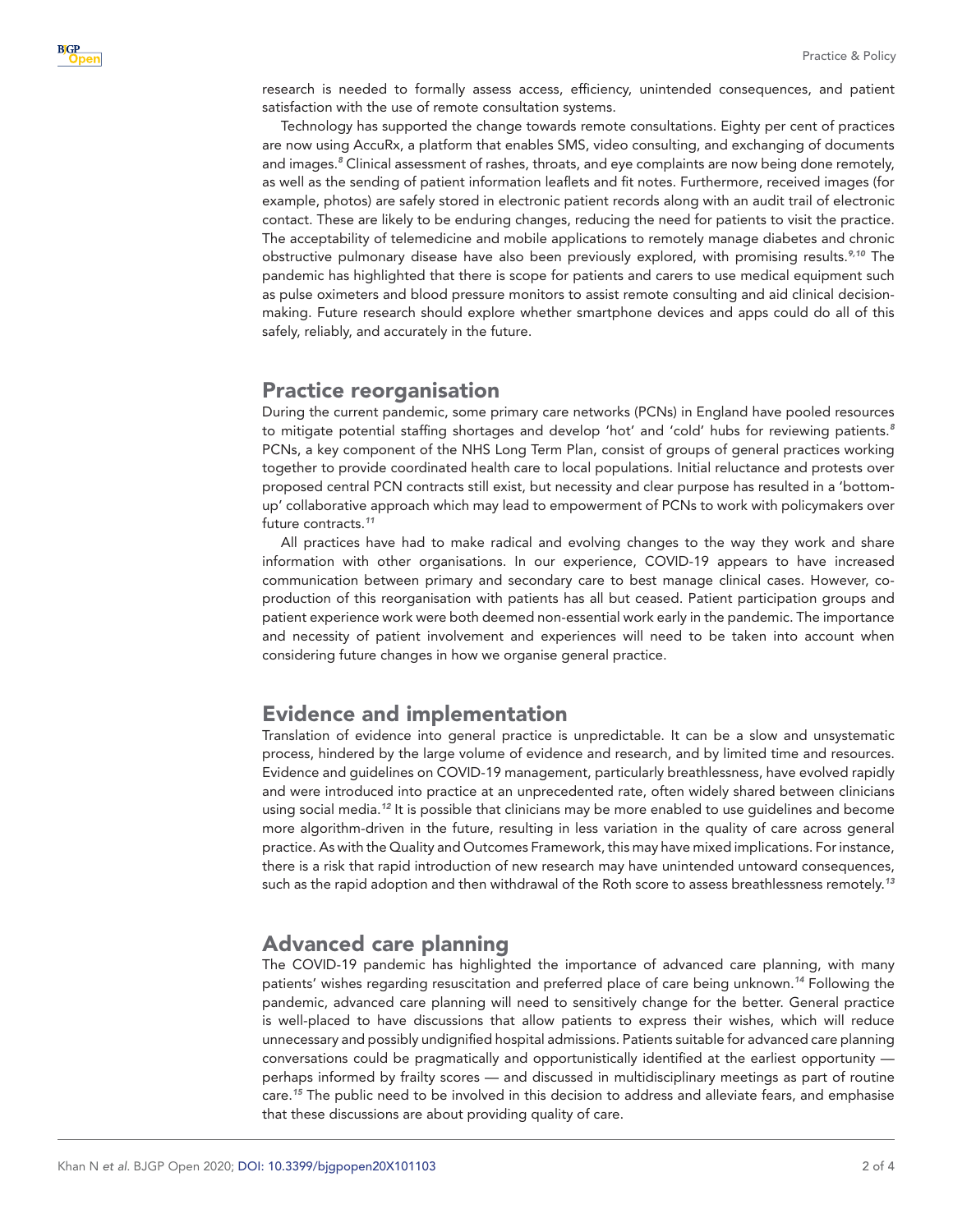research is needed to formally assess access, efficiency, unintended consequences, and patient satisfaction with the use of remote consultation systems.

Technology has supported the change towards remote consultations. Eighty per cent of practices are now using AccuRx, a platform that enables SMS, video consulting, and exchanging of documents and images.[8] Clinical assessment of rashes, throats, and eye complaints are now being done remotely, as well as the sending of patient information leaflets and fit notes. Furthermore, received images (for example, photos) are safely stored in electronic patient records along with an audit trail of electronic contact. These are likely to be enduring changes, reducing the need for patients to visit the practice. The acceptability of telemedicine and mobile applications to remotely manage diabetes and chronic obstructive pulmonary disease have also been previously explored, with promising results.[9,10] The pandemic has highlighted that there is scope for patients and carers to use medical equipment such as pulse oximeters and blood pressure monitors to assist remote consulting and aid clinical decision-making. Future research should explore whether smartphone devices and apps could do all of this safely, reliably, and accurately in the future.

## Practice reorganisation

During the current pandemic, some primary care networks (PCNs) in England have pooled resources to mitigate potential staffing shortages and develop 'hot' and 'cold' hubs for reviewing patients.[8] PCNs, a key component of the NHS Long Term Plan, consist of groups of general practices working together to provide coordinated health care to local populations. Initial reluctance and protests over proposed central PCN contracts still exist, but necessity and clear purpose has resulted in a 'bottom-up' collaborative approach which may lead to empowerment of PCNs to work with policymakers over future contracts.[11]

All practices have had to make radical and evolving changes to the way they work and share information with other organisations. In our experience, COVID-19 appears to have increased communication between primary and secondary care to best manage clinical cases. However, co-production of this reorganisation with patients has all but ceased. Patient participation groups and patient experience work were both deemed non-essential work early in the pandemic. The importance and necessity of patient involvement and experiences will need to be taken into account when considering future changes in how we organise general practice.

## Evidence and implementation

Translation of evidence into general practice is unpredictable. It can be a slow and unsystematic process, hindered by the large volume of evidence and research, and by limited time and resources. Evidence and guidelines on COVID-19 management, particularly breathlessness, have evolved rapidly and were introduced into practice at an unprecedented rate, often widely shared between clinicians using social media.[12] It is possible that clinicians may be more enabled to use guidelines and become more algorithm-driven in the future, resulting in less variation in the quality of care across general practice. As with the Quality and Outcomes Framework, this may have mixed implications. For instance, there is a risk that rapid introduction of new research may have unintended untoward consequences, such as the rapid adoption and then withdrawal of the Roth score to assess breathlessness remotely.[13]

## Advanced care planning

The COVID-19 pandemic has highlighted the importance of advanced care planning, with many patients' wishes regarding resuscitation and preferred place of care being unknown.[14] Following the pandemic, advanced care planning will need to sensitively change for the better. General practice is well-placed to have discussions that allow patients to express their wishes, which will reduce unnecessary and possibly undignified hospital admissions. Patients suitable for advanced care planning conversations could be pragmatically and opportunistically identified at the earliest opportunity — perhaps informed by frailty scores — and discussed in multidisciplinary meetings as part of routine care.[15] The public need to be involved in this decision to address and alleviate fears, and emphasise that these discussions are about providing quality of care.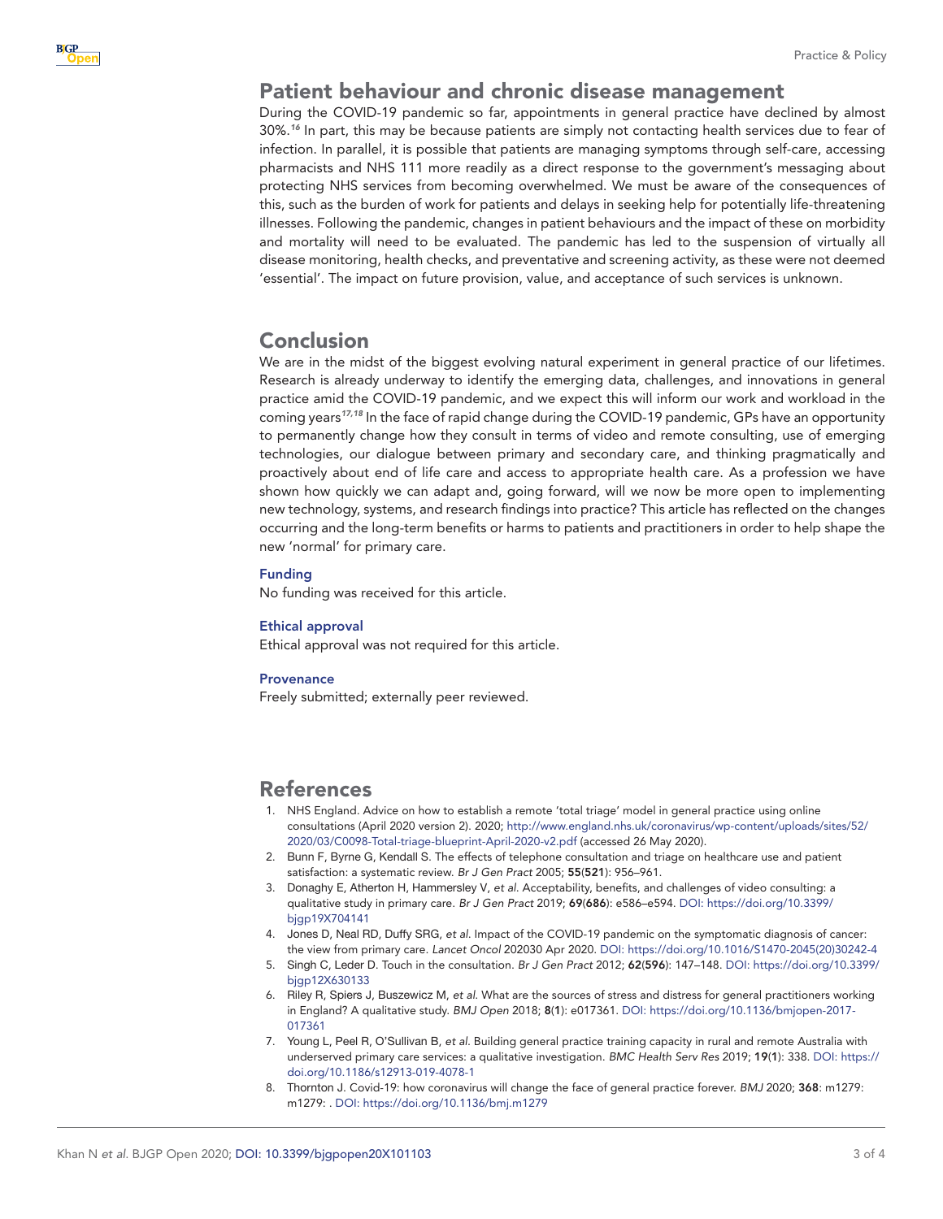## Patient behaviour and chronic disease management

During the COVID-19 pandemic so far, appointments in general practice have declined by almost 30%.[16] In part, this may be because patients are simply not contacting health services due to fear of infection. In parallel, it is possible that patients are managing symptoms through self-care, accessing pharmacists and NHS 111 more readily as a direct response to the government's messaging about protecting NHS services from becoming overwhelmed. We must be aware of the consequences of this, such as the burden of work for patients and delays in seeking help for potentially life-threatening illnesses. Following the pandemic, changes in patient behaviours and the impact of these on morbidity and mortality will need to be evaluated. The pandemic has led to the suspension of virtually all disease monitoring, health checks, and preventative and screening activity, as these were not deemed 'essential'. The impact on future provision, value, and acceptance of such services is unknown.

## Conclusion

We are in the midst of the biggest evolving natural experiment in general practice of our lifetimes. Research is already underway to identify the emerging data, challenges, and innovations in general practice amid the COVID-19 pandemic, and we expect this will inform our work and workload in the coming years[17,18] In the face of rapid change during the COVID-19 pandemic, GPs have an opportunity to permanently change how they consult in terms of video and remote consulting, use of emerging technologies, our dialogue between primary and secondary care, and thinking pragmatically and proactively about end of life care and access to appropriate health care. As a profession we have shown how quickly we can adapt and, going forward, will we now be more open to implementing new technology, systems, and research findings into practice? This article has reflected on the changes occurring and the long-term benefits or harms to patients and practitioners in order to help shape the new 'normal' for primary care.

### Funding

No funding was received for this article.

### Ethical approval

Ethical approval was not required for this article.

### Provenance

Freely submitted; externally peer reviewed.

## References

1. NHS England. Advice on how to establish a remote 'total triage' model in general practice using online consultations (April 2020 version 2). 2020; http://www.england.nhs.uk/coronavirus/wp-content/uploads/sites/52/2020/03/C0098-Total-triage-blueprint-April-2020-v2.pdf (accessed 26 May 2020).
2. Bunn F, Byrne G, Kendall S. The effects of telephone consultation and triage on healthcare use and patient satisfaction: a systematic review. *Br J Gen Pract* 2005; **55**(**521**): 956–961.
3. Donaghy E, Atherton H, Hammersley V, *et al*. Acceptability, benefits, and challenges of video consulting: a qualitative study in primary care. *Br J Gen Pract* 2019; **69**(**686**): e586–e594. DOI: https://doi.org/10.3399/bjgp19X704141
4. Jones D, Neal RD, Duffy SRG, *et al*. Impact of the COVID-19 pandemic on the symptomatic diagnosis of cancer: the view from primary care. *Lancet Oncol* 202030 Apr 2020. DOI: https://doi.org/10.1016/S1470-2045(20)30242-4
5. Singh C, Leder D. Touch in the consultation. *Br J Gen Pract* 2012; **62**(**596**): 147–148. DOI: https://doi.org/10.3399/bjgp12X630133
6. Riley R, Spiers J, Buszewicz M, *et al*. What are the sources of stress and distress for general practitioners working in England? A qualitative study. *BMJ Open* 2018; **8**(**1**): e017361. DOI: https://doi.org/10.1136/bmjopen-2017-017361
7. Young L, Peel R, O'Sullivan B, *et al*. Building general practice training capacity in rural and remote Australia with underserved primary care services: a qualitative investigation. *BMC Health Serv Res* 2019; **19**(**1**): 338. DOI: https://doi.org/10.1186/s12913-019-4078-1
8. Thornton J. Covid-19: how coronavirus will change the face of general practice forever. *BMJ* 2020; **368**: m1279: m1279: . DOI: https://doi.org/10.1136/bmj.m1279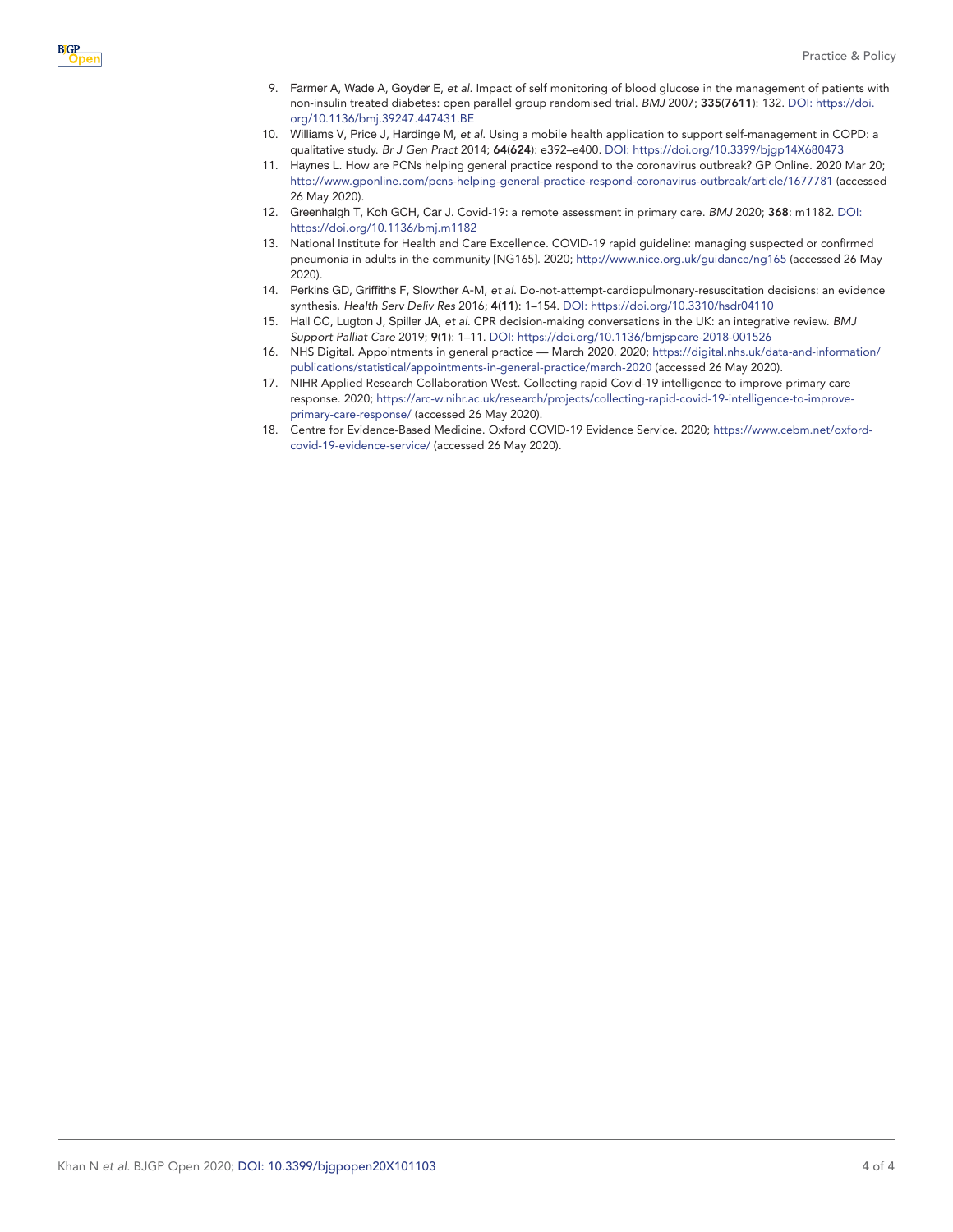9. Farmer A, Wade A, Goyder E, *et al*. Impact of self monitoring of blood glucose in the management of patients with non-insulin treated diabetes: open parallel group randomised trial. *BMJ* 2007; **335**(**7611**): 132. DOI: https://doi.org/10.1136/bmj.39247.447431.BE
10. Williams V, Price J, Hardinge M, *et al*. Using a mobile health application to support self-management in COPD: a qualitative study. *Br J Gen Pract* 2014; **64**(**624**): e392–e400. DOI: https://doi.org/10.3399/bjgp14X680473
11. Haynes L. How are PCNs helping general practice respond to the coronavirus outbreak? GP Online. 2020 Mar 20; http://www.gponline.com/pcns-helping-general-practice-respond-coronavirus-outbreak/article/1677781 (accessed 26 May 2020).
12. Greenhalgh T, Koh GCH, Car J. Covid-19: a remote assessment in primary care. *BMJ* 2020; **368**: m1182. DOI: https://doi.org/10.1136/bmj.m1182
13. National Institute for Health and Care Excellence. COVID-19 rapid guideline: managing suspected or confirmed pneumonia in adults in the community [NG165]. 2020; http://www.nice.org.uk/guidance/ng165 (accessed 26 May 2020).
14. Perkins GD, Griffiths F, Slowther A-M, *et al*. Do-not-attempt-cardiopulmonary-resuscitation decisions: an evidence synthesis. *Health Serv Deliv Res* 2016; **4**(**11**): 1–154. DOI: https://doi.org/10.3310/hsdr04110
15. Hall CC, Lugton J, Spiller JA, *et al*. CPR decision-making conversations in the UK: an integrative review. *BMJ Support Palliat Care* 2019; **9**(**1**): 1–11. DOI: https://doi.org/10.1136/bmjspcare-2018-001526
16. NHS Digital. Appointments in general practice — March 2020. 2020; https://digital.nhs.uk/data-and-information/publications/statistical/appointments-in-general-practice/march-2020 (accessed 26 May 2020).
17. NIHR Applied Research Collaboration West. Collecting rapid Covid-19 intelligence to improve primary care response. 2020; https://arc-w.nihr.ac.uk/research/projects/collecting-rapid-covid-19-intelligence-to-improve-primary-care-response/ (accessed 26 May 2020).
18. Centre for Evidence-Based Medicine. Oxford COVID-19 Evidence Service. 2020; https://www.cebm.net/oxford-covid-19-evidence-service/ (accessed 26 May 2020).